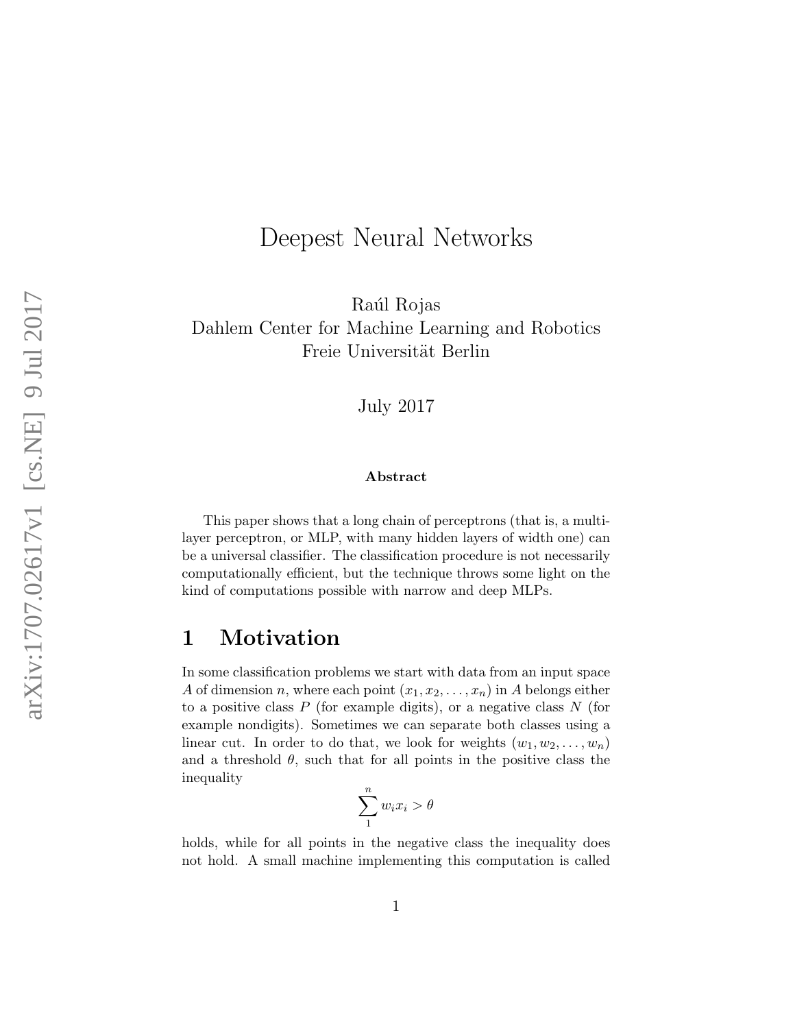# Deepest Neural Networks

Raúl Rojas
Dahlem Center for Machine Learning and Robotics
Freie Universität Berlin

July 2017

**Abstract**

This paper shows that a long chain of perceptrons (that is, a multilayer perceptron, or MLP, with many hidden layers of width one) can be a universal classifier. The classification procedure is not necessarily computationally efficient, but the technique throws some light on the kind of computations possible with narrow and deep MLPs.

## 1 Motivation

In some classification problems we start with data from an input space $A$ of dimension $n$, where each point $(x_1, x_2, \ldots, x_n)$ in $A$ belongs either to a positive class $P$ (for example digits), or a negative class $N$ (for example nondigits). Sometimes we can separate both classes using a linear cut. In order to do that, we look for weights $(w_1, w_2, \ldots, w_n)$ and a threshold $\theta$, such that for all points in the positive class the inequality

$$\sum_{1}^{n} w_i x_i > \theta$$

holds, while for all points in the negative class the inequality does not hold. A small machine implementing this computation is called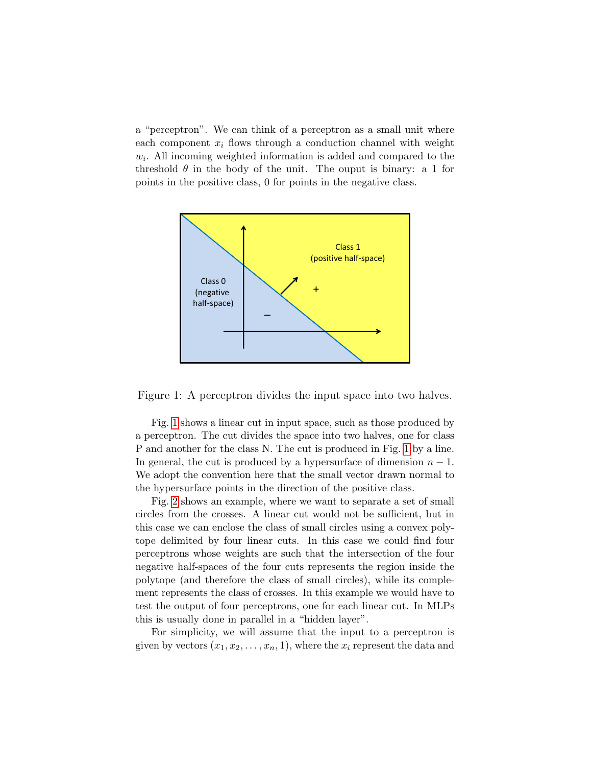a "perceptron". We can think of a perceptron as a small unit where each component $x_i$ flows through a conduction channel with weight $w_i$. All incoming weighted information is added and compared to the threshold $\theta$ in the body of the unit. The ouput is binary: a 1 for points in the positive class, 0 for points in the negative class.

Figure 1: A perceptron divides the input space into two halves.

Fig. 1 shows a linear cut in input space, such as those produced by a perceptron. The cut divides the space into two halves, one for class P and another for the class N. The cut is produced in Fig. 1 by a line. In general, the cut is produced by a hypersurface of dimension $n-1$. We adopt the convention here that the small vector drawn normal to the hypersurface points in the direction of the positive class.

Fig. 2 shows an example, where we want to separate a set of small circles from the crosses. A linear cut would not be sufficient, but in this case we can enclose the class of small circles using a convex polytope delimited by four linear cuts. In this case we could find four perceptrons whose weights are such that the intersection of the four negative half-spaces of the four cuts represents the region inside the polytope (and therefore the class of small circles), while its complement represents the class of crosses. In this example we would have to test the output of four perceptrons, one for each linear cut. In MLPs this is usually done in parallel in a "hidden layer".

For simplicity, we will assume that the input to a perceptron is given by vectors $(x_1, x_2, \ldots, x_n, 1)$, where the $x_i$ represent the data and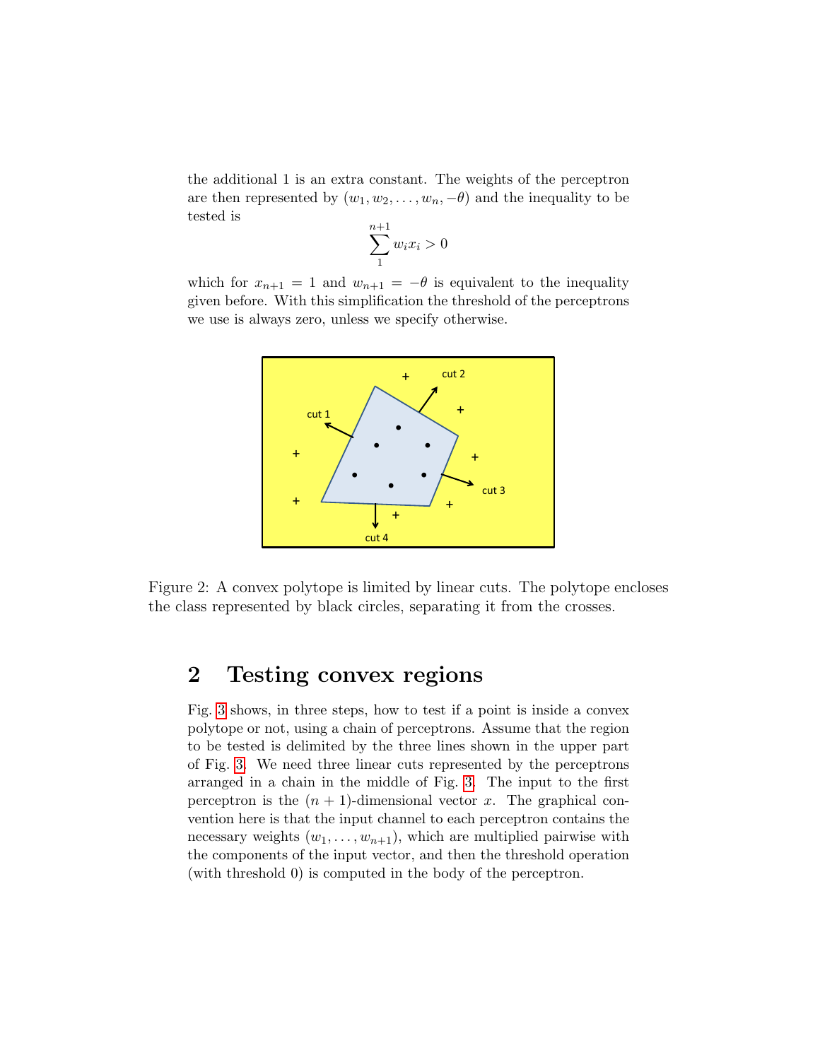the additional 1 is an extra constant. The weights of the perceptron are then represented by $(w_1, w_2, \ldots, w_n, -\theta)$ and the inequality to be tested is

$$\sum_{1}^{n+1} w_i x_i > 0$$

which for $x_{n+1} = 1$ and $w_{n+1} = -\theta$ is equivalent to the inequality given before. With this simplification the threshold of the perceptrons we use is always zero, unless we specify otherwise.

Figure 2: A convex polytope is limited by linear cuts. The polytope encloses the class represented by black circles, separating it from the crosses.

## 2 Testing convex regions

Fig. 3 shows, in three steps, how to test if a point is inside a convex polytope or not, using a chain of perceptrons. Assume that the region to be tested is delimited by the three lines shown in the upper part of Fig. 3. We need three linear cuts represented by the perceptrons arranged in a chain in the middle of Fig. 3. The input to the first perceptron is the $(n + 1)$-dimensional vector $x$. The graphical convention here is that the input channel to each perceptron contains the necessary weights $(w_1, \ldots, w_{n+1})$, which are multiplied pairwise with the components of the input vector, and then the threshold operation (with threshold 0) is computed in the body of the perceptron.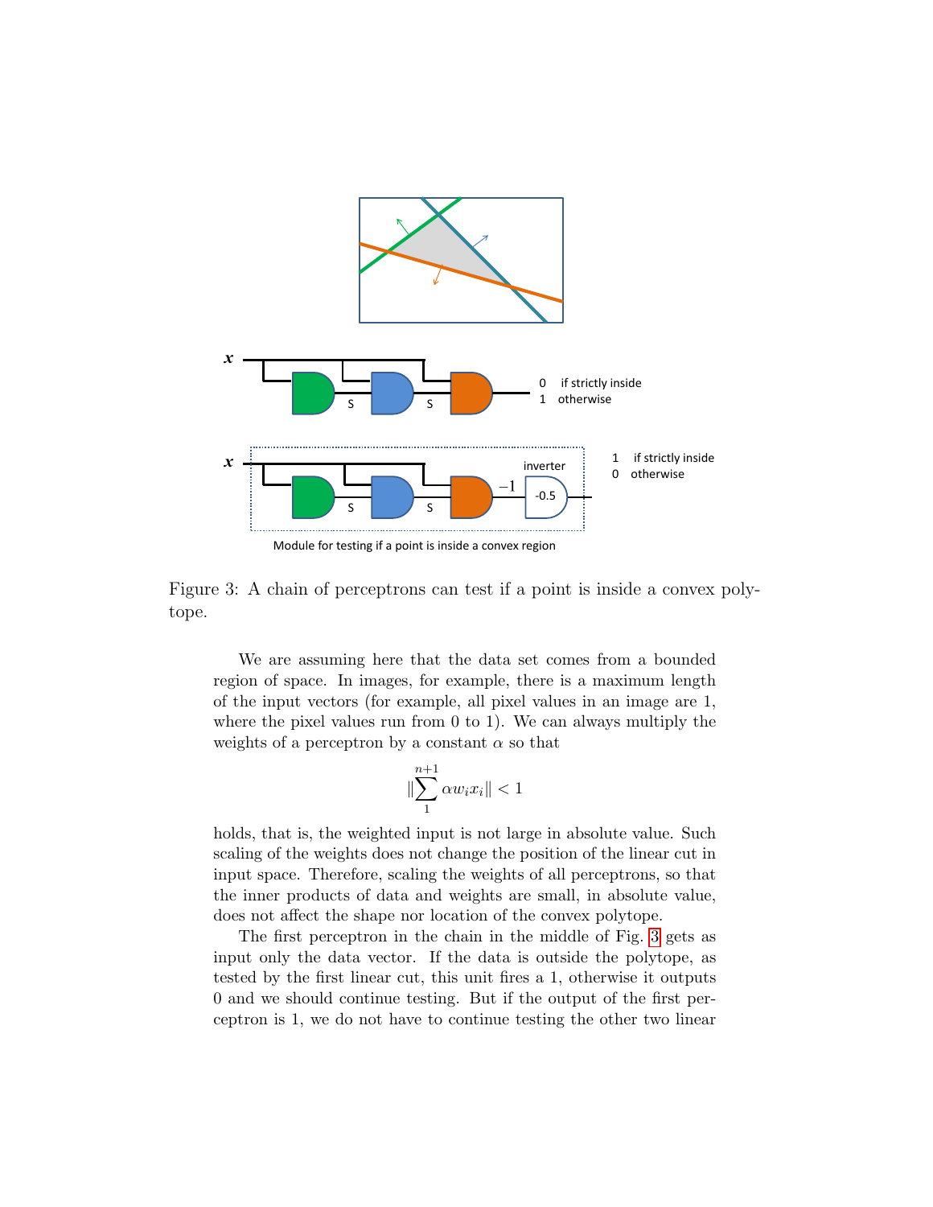Figure 3: A chain of perceptrons can test if a point is inside a convex polytope.

We are assuming here that the data set comes from a bounded region of space. In images, for example, there is a maximum length of the input vectors (for example, all pixel values in an image are 1, where the pixel values run from 0 to 1). We can always multiply the weights of a perceptron by a constant $\alpha$ so that

$$\|\sum_{1}^{n+1} \alpha w_i x_i\| < 1$$

holds, that is, the weighted input is not large in absolute value. Such scaling of the weights does not change the position of the linear cut in input space. Therefore, scaling the weights of all perceptrons, so that the inner products of data and weights are small, in absolute value, does not affect the shape nor location of the convex polytope.

The first perceptron in the chain in the middle of Fig. 3 gets as input only the data vector. If the data is outside the polytope, as tested by the first linear cut, this unit fires a 1, otherwise it outputs 0 and we should continue testing. But if the output of the first perceptron is 1, we do not have to continue testing the other two linear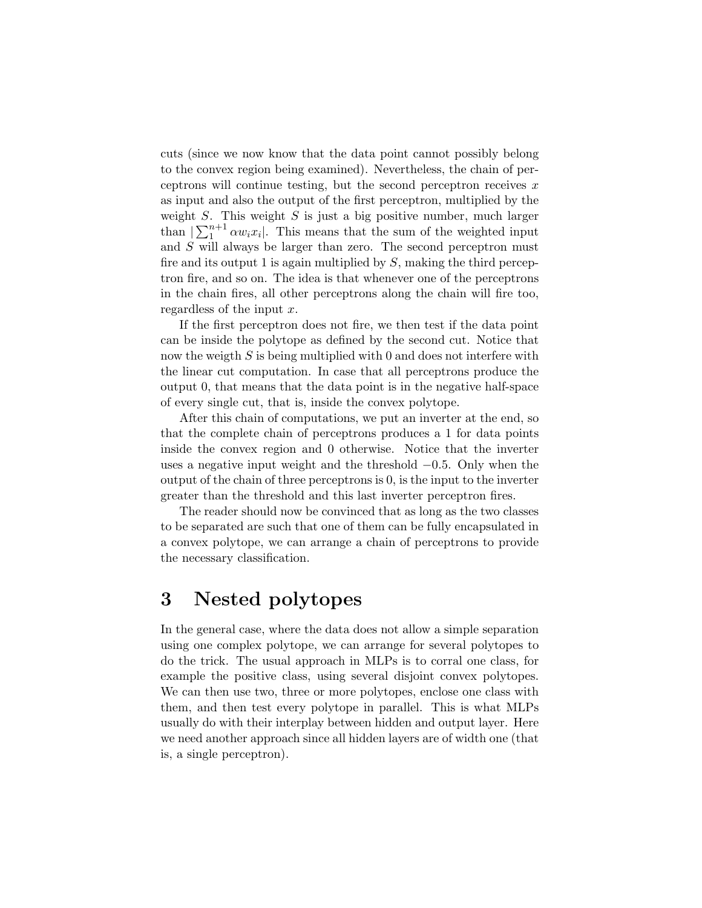cuts (since we now know that the data point cannot possibly belong to the convex region being examined). Nevertheless, the chain of perceptrons will continue testing, but the second perceptron receives $x$ as input and also the output of the first perceptron, multiplied by the weight $S$. This weight $S$ is just a big positive number, much larger than $|\sum_1^{n+1} \alpha w_i x_i|$. This means that the sum of the weighted input and $S$ will always be larger than zero. The second perceptron must fire and its output 1 is again multiplied by $S$, making the third perceptron fire, and so on. The idea is that whenever one of the perceptrons in the chain fires, all other perceptrons along the chain will fire too, regardless of the input $x$.

If the first perceptron does not fire, we then test if the data point can be inside the polytope as defined by the second cut. Notice that now the weigth $S$ is being multiplied with 0 and does not interfere with the linear cut computation. In case that all perceptrons produce the output 0, that means that the data point is in the negative half-space of every single cut, that is, inside the convex polytope.

After this chain of computations, we put an inverter at the end, so that the complete chain of perceptrons produces a 1 for data points inside the convex region and 0 otherwise. Notice that the inverter uses a negative input weight and the threshold $-0.5$. Only when the output of the chain of three perceptrons is 0, is the input to the inverter greater than the threshold and this last inverter perceptron fires.

The reader should now be convinced that as long as the two classes to be separated are such that one of them can be fully encapsulated in a convex polytope, we can arrange a chain of perceptrons to provide the necessary classification.

# 3 Nested polytopes

In the general case, where the data does not allow a simple separation using one complex polytope, we can arrange for several polytopes to do the trick. The usual approach in MLPs is to corral one class, for example the positive class, using several disjoint convex polytopes. We can then use two, three or more polytopes, enclose one class with them, and then test every polytope in parallel. This is what MLPs usually do with their interplay between hidden and output layer. Here we need another approach since all hidden layers are of width one (that is, a single perceptron).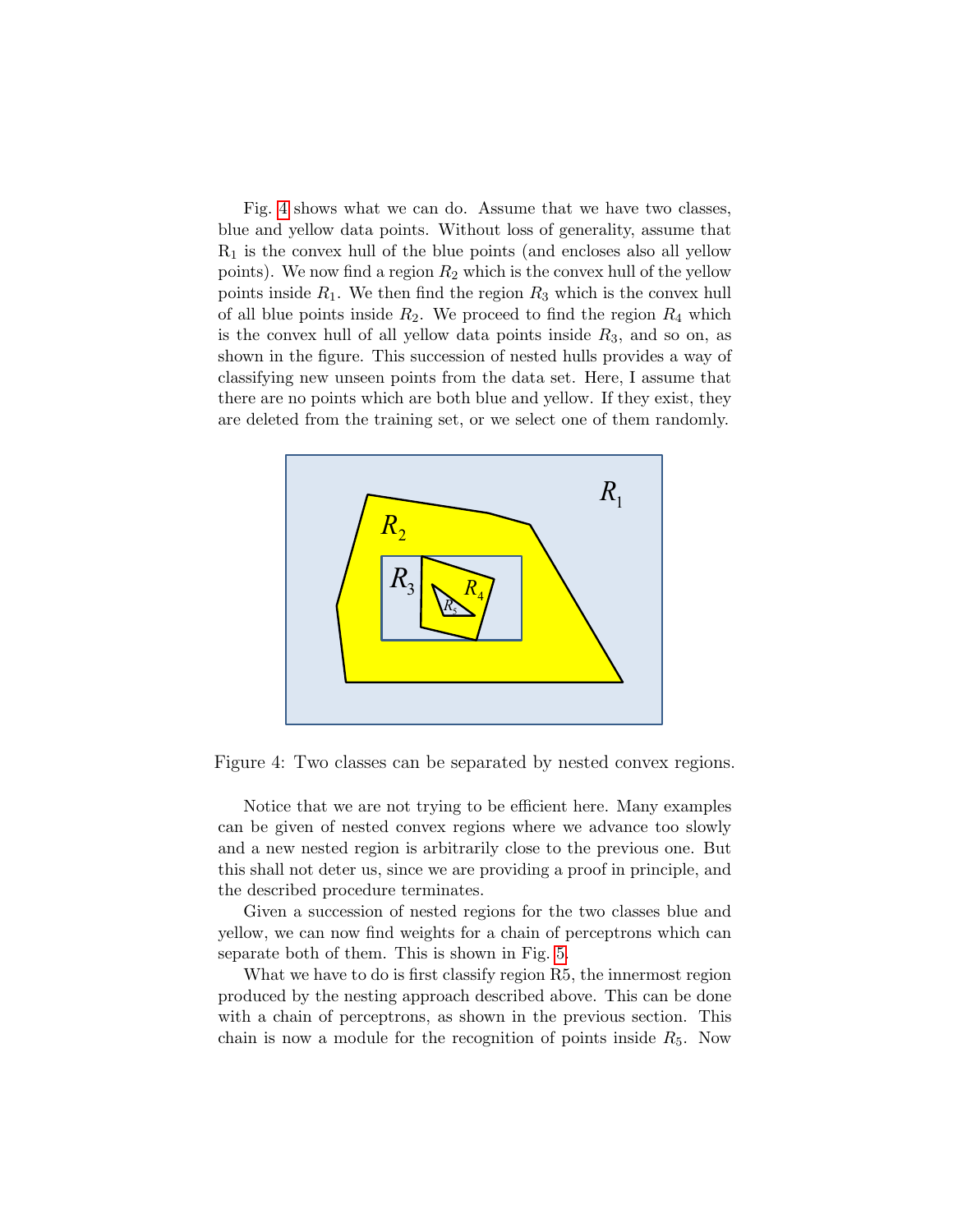Fig. 4 shows what we can do. Assume that we have two classes, blue and yellow data points. Without loss of generality, assume that $R_1$ is the convex hull of the blue points (and encloses also all yellow points). We now find a region $R_2$ which is the convex hull of the yellow points inside $R_1$. We then find the region $R_3$ which is the convex hull of all blue points inside $R_2$. We proceed to find the region $R_4$ which is the convex hull of all yellow data points inside $R_3$, and so on, as shown in the figure. This succession of nested hulls provides a way of classifying new unseen points from the data set. Here, I assume that there are no points which are both blue and yellow. If they exist, they are deleted from the training set, or we select one of them randomly.

Figure 4: Two classes can be separated by nested convex regions.

Notice that we are not trying to be efficient here. Many examples can be given of nested convex regions where we advance too slowly and a new nested region is arbitrarily close to the previous one. But this shall not deter us, since we are providing a proof in principle, and the described procedure terminates.

Given a succession of nested regions for the two classes blue and yellow, we can now find weights for a chain of perceptrons which can separate both of them. This is shown in Fig. 5.

What we have to do is first classify region R5, the innermost region produced by the nesting approach described above. This can be done with a chain of perceptrons, as shown in the previous section. This chain is now a module for the recognition of points inside $R_5$. Now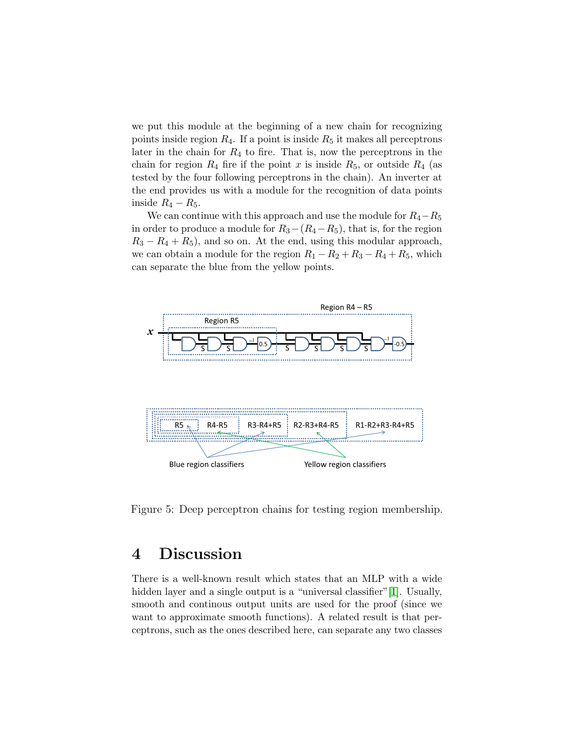we put this module at the beginning of a new chain for recognizing points inside region $R_4$. If a point is inside $R_5$ it makes all perceptrons later in the chain for $R_4$ to fire. That is, now the perceptrons in the chain for region $R_4$ fire if the point $x$ is inside $R_5$, or outside $R_4$ (as tested by the four following perceptrons in the chain). An inverter at the end provides us with a module for the recognition of data points inside $R_4 - R_5$.

We can continue with this approach and use the module for $R_4 - R_5$ in order to produce a module for $R_3 - (R_4 - R_5)$, that is, for the region $R_3 - R_4 + R_5$), and so on. At the end, using this modular approach, we can obtain a module for the region $R_1 - R_2 + R_3 - R_4 + R_5$, which can separate the blue from the yellow points.

Figure 5: Deep perceptron chains for testing region membership.

# 4 Discussion

There is a well-known result which states that an MLP with a wide hidden layer and a single output is a "universal classifier" [1]. Usually, smooth and continous output units are used for the proof (since we want to approximate smooth functions). A related result is that perceptrons, such as the ones described here, can separate any two classes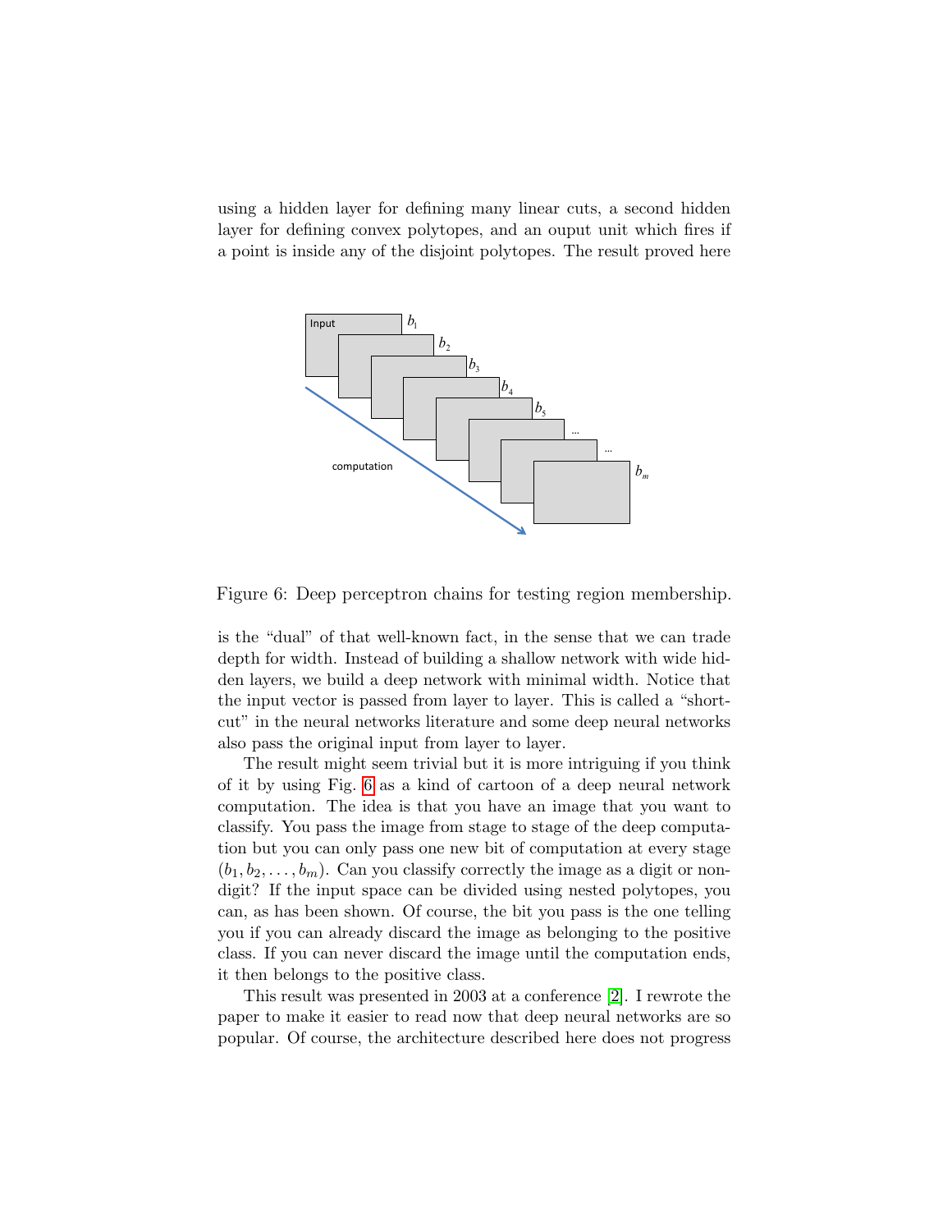using a hidden layer for defining many linear cuts, a second hidden layer for defining convex polytopes, and an ouput unit which fires if a point is inside any of the disjoint polytopes. The result proved here

Figure 6: Deep perceptron chains for testing region membership.

is the "dual" of that well-known fact, in the sense that we can trade depth for width. Instead of building a shallow network with wide hidden layers, we build a deep network with minimal width. Notice that the input vector is passed from layer to layer. This is called a "shortcut" in the neural networks literature and some deep neural networks also pass the original input from layer to layer.

The result might seem trivial but it is more intriguing if you think of it by using Fig. 6 as a kind of cartoon of a deep neural network computation. The idea is that you have an image that you want to classify. You pass the image from stage to stage of the deep computation but you can only pass one new bit of computation at every stage $(b_1, b_2, \ldots, b_m)$. Can you classify correctly the image as a digit or non-digit? If the input space can be divided using nested polytopes, you can, as has been shown. Of course, the bit you pass is the one telling you if you can already discard the image as belonging to the positive class. If you can never discard the image until the computation ends, it then belongs to the positive class.

This result was presented in 2003 at a conference [2]. I rewrote the paper to make it easier to read now that deep neural networks are so popular. Of course, the architecture described here does not progress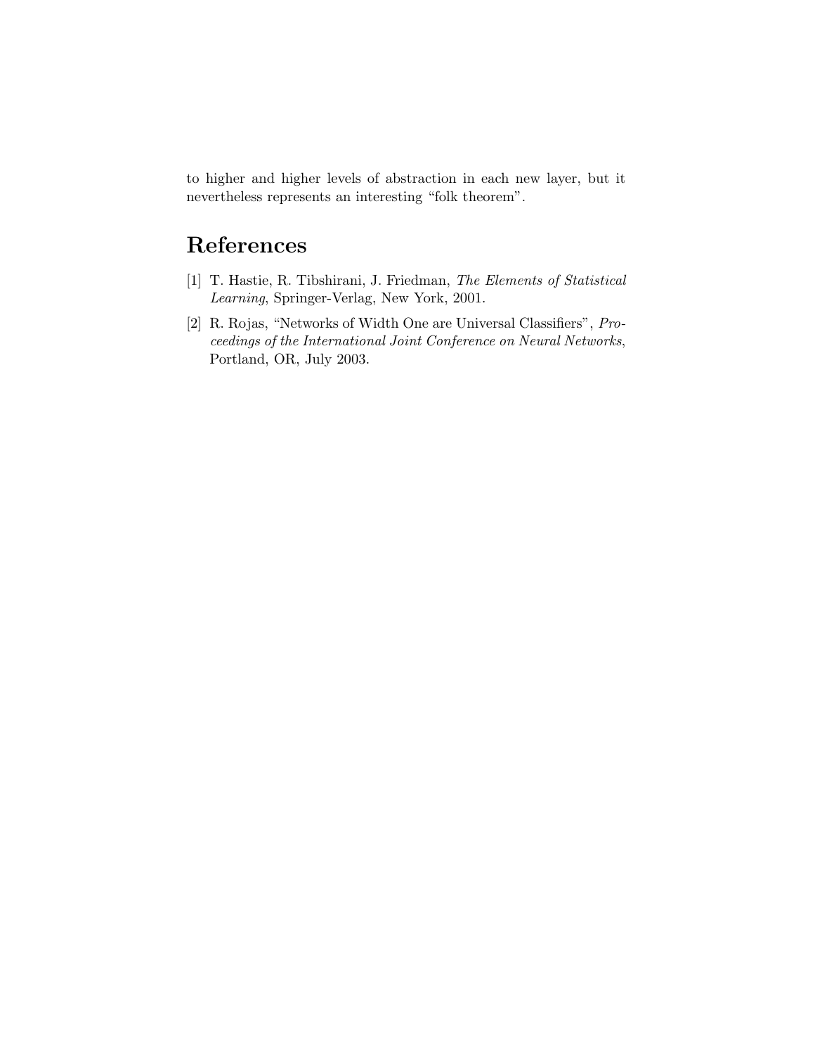to higher and higher levels of abstraction in each new layer, but it nevertheless represents an interesting "folk theorem".

# References

[1] T. Hastie, R. Tibshirani, J. Friedman, *The Elements of Statistical Learning*, Springer-Verlag, New York, 2001.

[2] R. Rojas, "Networks of Width One are Universal Classifiers", *Proceedings of the International Joint Conference on Neural Networks*, Portland, OR, July 2003.